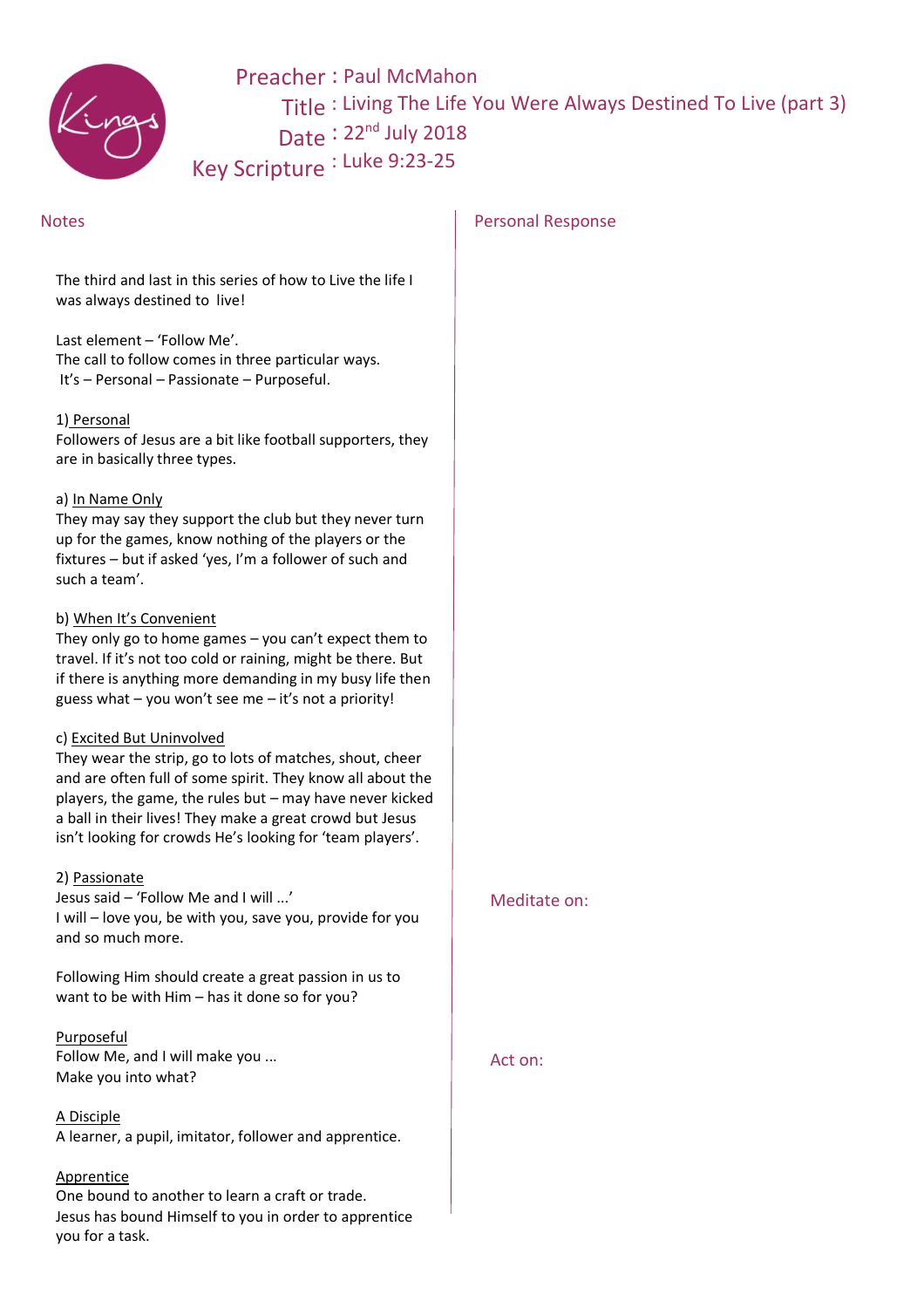**Preacher :** Paul McMahon
**Title :** Living The Life You Were Always Destined To Live (part 3)
**Date :** 22nd July 2018
**Key Scripture :** Luke 9:23-25

## Notes

The third and last in this series of how to Live the life I was always destined to live!

Last element – 'Follow Me'.
The call to follow comes in three particular ways.
It's – Personal – Passionate – Purposeful.

1) Personal
Followers of Jesus are a bit like football supporters, they are in basically three types.

a) In Name Only
They may say they support the club but they never turn up for the games, know nothing of the players or the fixtures – but if asked 'yes, I'm a follower of such and such a team'.

b) When It's Convenient
They only go to home games – you can't expect them to travel. If it's not too cold or raining, might be there. But if there is anything more demanding in my busy life then guess what – you won't see me – it's not a priority!

c) Excited But Uninvolved
They wear the strip, go to lots of matches, shout, cheer and are often full of some spirit. They know all about the players, the game, the rules but – may have never kicked a ball in their lives! They make a great crowd but Jesus isn't looking for crowds He's looking for 'team players'.

2) Passionate
Jesus said – 'Follow Me and I will ...'
I will – love you, be with you, save you, provide for you and so much more.

Following Him should create a great passion in us to want to be with Him – has it done so for you?

Purposeful
Follow Me, and I will make you ...
Make you into what?

A Disciple
A learner, a pupil, imitator, follower and apprentice.

Apprentice
One bound to another to learn a craft or trade.
Jesus has bound Himself to you in order to apprentice you for a task.

## Personal Response

Meditate on:

Act on: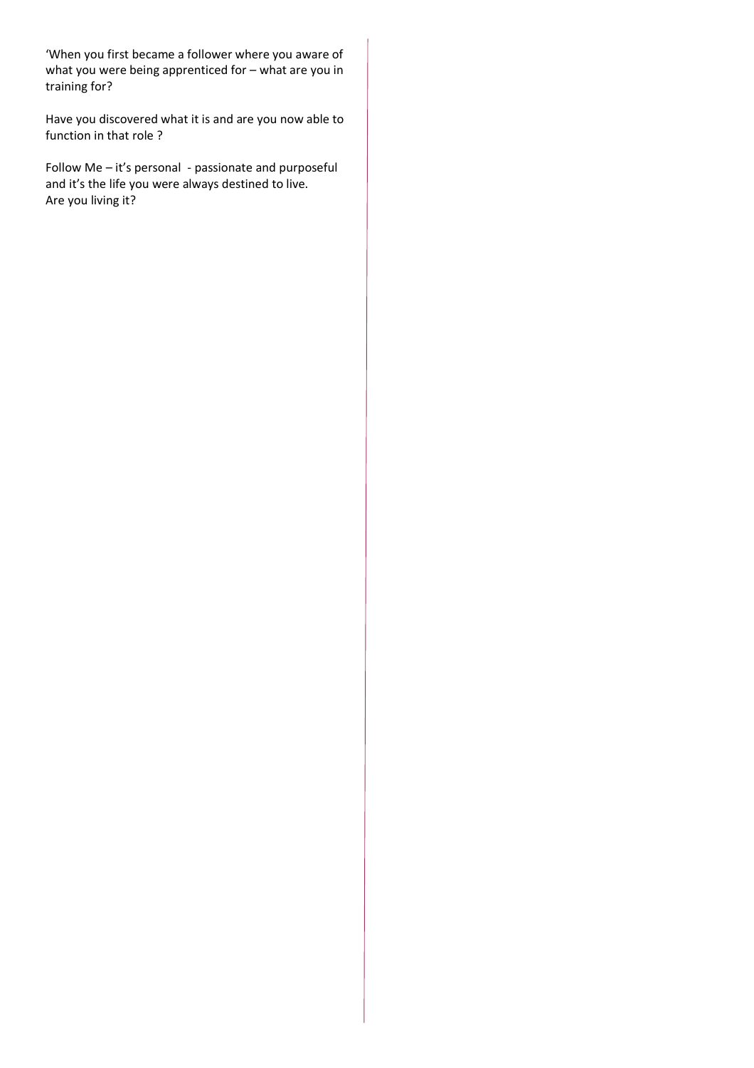'When you first became a follower where you aware of what you were being apprenticed for – what are you in training for?

Have you discovered what it is and are you now able to function in that role ?

Follow Me – it's personal - passionate and purposeful and it's the life you were always destined to live.
Are you living it?